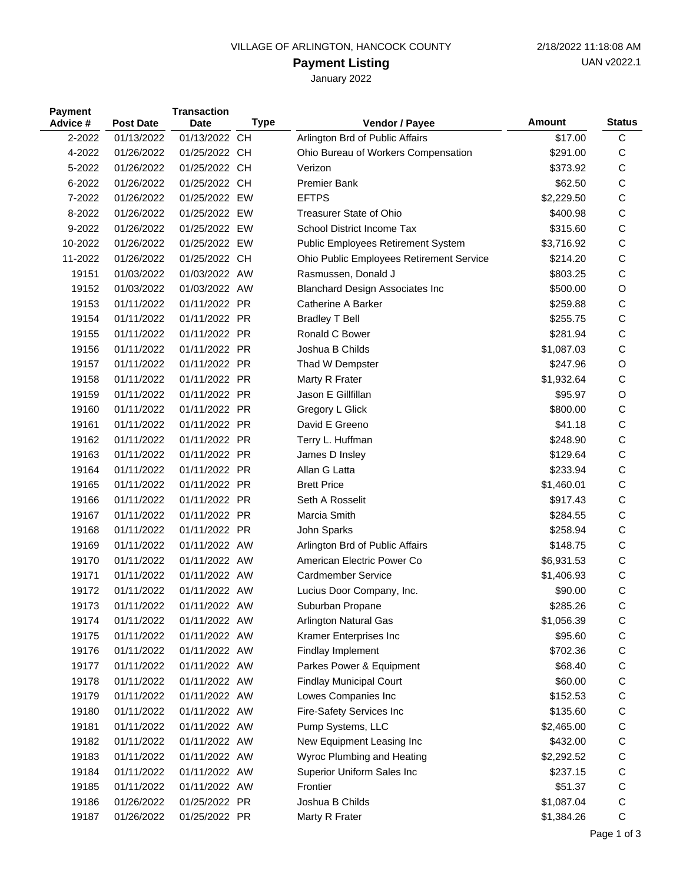VILLAGE OF ARLINGTON, HANCOCK COUNTY

2/18/2022 11:18:08 AM

UAN v2022.1

# Payment Listing

January 2022

| Payment Advice # | Post Date | Transaction Date | Type | Vendor / Payee | Amount | Status |
|---|---|---|---|---|---|---|
| 2-2022 | 01/13/2022 | 01/13/2022 | CH | Arlington Brd of Public Affairs | $17.00 | C |
| 4-2022 | 01/26/2022 | 01/25/2022 | CH | Ohio Bureau of Workers Compensation | $291.00 | C |
| 5-2022 | 01/26/2022 | 01/25/2022 | CH | Verizon | $373.92 | C |
| 6-2022 | 01/26/2022 | 01/25/2022 | CH | Premier Bank | $62.50 | C |
| 7-2022 | 01/26/2022 | 01/25/2022 | EW | EFTPS | $2,229.50 | C |
| 8-2022 | 01/26/2022 | 01/25/2022 | EW | Treasurer State of Ohio | $400.98 | C |
| 9-2022 | 01/26/2022 | 01/25/2022 | EW | School District Income Tax | $315.60 | C |
| 10-2022 | 01/26/2022 | 01/25/2022 | EW | Public Employees Retirement System | $3,716.92 | C |
| 11-2022 | 01/26/2022 | 01/25/2022 | CH | Ohio Public Employees Retirement Service | $214.20 | C |
| 19151 | 01/03/2022 | 01/03/2022 | AW | Rasmussen, Donald J | $803.25 | C |
| 19152 | 01/03/2022 | 01/03/2022 | AW | Blanchard Design Associates Inc | $500.00 | O |
| 19153 | 01/11/2022 | 01/11/2022 | PR | Catherine A Barker | $259.88 | C |
| 19154 | 01/11/2022 | 01/11/2022 | PR | Bradley T Bell | $255.75 | C |
| 19155 | 01/11/2022 | 01/11/2022 | PR | Ronald C Bower | $281.94 | C |
| 19156 | 01/11/2022 | 01/11/2022 | PR | Joshua B Childs | $1,087.03 | C |
| 19157 | 01/11/2022 | 01/11/2022 | PR | Thad W Dempster | $247.96 | O |
| 19158 | 01/11/2022 | 01/11/2022 | PR | Marty R Frater | $1,932.64 | C |
| 19159 | 01/11/2022 | 01/11/2022 | PR | Jason E Gillfillan | $95.97 | O |
| 19160 | 01/11/2022 | 01/11/2022 | PR | Gregory L Glick | $800.00 | C |
| 19161 | 01/11/2022 | 01/11/2022 | PR | David E Greeno | $41.18 | C |
| 19162 | 01/11/2022 | 01/11/2022 | PR | Terry L. Huffman | $248.90 | C |
| 19163 | 01/11/2022 | 01/11/2022 | PR | James D Insley | $129.64 | C |
| 19164 | 01/11/2022 | 01/11/2022 | PR | Allan G Latta | $233.94 | C |
| 19165 | 01/11/2022 | 01/11/2022 | PR | Brett Price | $1,460.01 | C |
| 19166 | 01/11/2022 | 01/11/2022 | PR | Seth A Rosselit | $917.43 | C |
| 19167 | 01/11/2022 | 01/11/2022 | PR | Marcia Smith | $284.55 | C |
| 19168 | 01/11/2022 | 01/11/2022 | PR | John Sparks | $258.94 | C |
| 19169 | 01/11/2022 | 01/11/2022 | AW | Arlington Brd of Public Affairs | $148.75 | C |
| 19170 | 01/11/2022 | 01/11/2022 | AW | American Electric Power Co | $6,931.53 | C |
| 19171 | 01/11/2022 | 01/11/2022 | AW | Cardmember Service | $1,406.93 | C |
| 19172 | 01/11/2022 | 01/11/2022 | AW | Lucius Door Company, Inc. | $90.00 | C |
| 19173 | 01/11/2022 | 01/11/2022 | AW | Suburban Propane | $285.26 | C |
| 19174 | 01/11/2022 | 01/11/2022 | AW | Arlington Natural Gas | $1,056.39 | C |
| 19175 | 01/11/2022 | 01/11/2022 | AW | Kramer Enterprises Inc | $95.60 | C |
| 19176 | 01/11/2022 | 01/11/2022 | AW | Findlay Implement | $702.36 | C |
| 19177 | 01/11/2022 | 01/11/2022 | AW | Parkes Power & Equipment | $68.40 | C |
| 19178 | 01/11/2022 | 01/11/2022 | AW | Findlay Municipal Court | $60.00 | C |
| 19179 | 01/11/2022 | 01/11/2022 | AW | Lowes Companies Inc | $152.53 | C |
| 19180 | 01/11/2022 | 01/11/2022 | AW | Fire-Safety Services Inc | $135.60 | C |
| 19181 | 01/11/2022 | 01/11/2022 | AW | Pump Systems, LLC | $2,465.00 | C |
| 19182 | 01/11/2022 | 01/11/2022 | AW | New Equipment Leasing Inc | $432.00 | C |
| 19183 | 01/11/2022 | 01/11/2022 | AW | Wyroc Plumbing and Heating | $2,292.52 | C |
| 19184 | 01/11/2022 | 01/11/2022 | AW | Superior Uniform Sales Inc | $237.15 | C |
| 19185 | 01/11/2022 | 01/11/2022 | AW | Frontier | $51.37 | C |
| 19186 | 01/26/2022 | 01/25/2022 | PR | Joshua B Childs | $1,087.04 | C |
| 19187 | 01/26/2022 | 01/25/2022 | PR | Marty R Frater | $1,384.26 | C |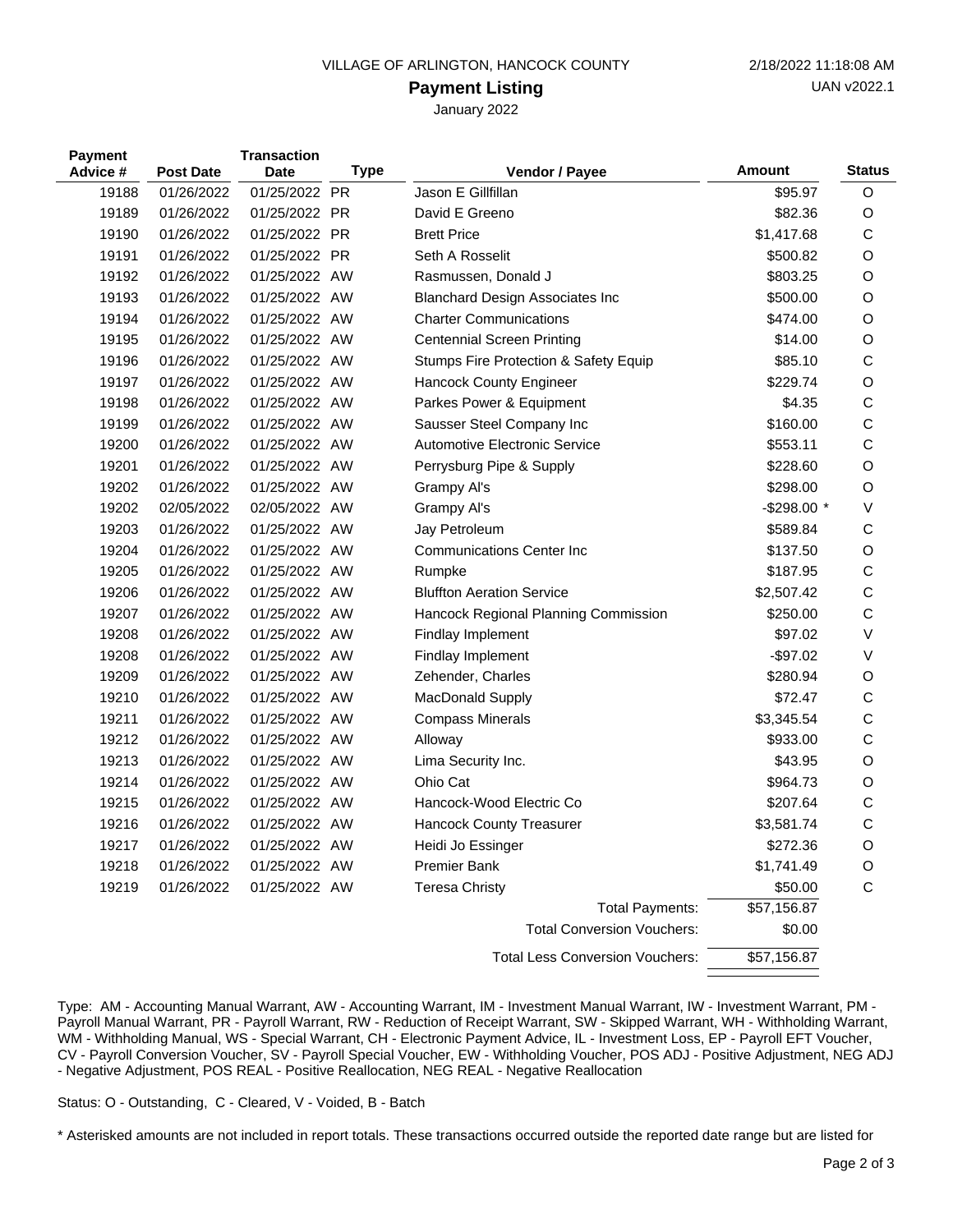VILLAGE OF ARLINGTON, HANCOCK COUNTY

2/18/2022 11:18:08 AM

UAN v2022.1

# Payment Listing

January 2022

| Payment Advice # | Post Date | Transaction Date | Type | Vendor / Payee | Amount | Status |
|---|---|---|---|---|---|---|
| 19188 | 01/26/2022 | 01/25/2022 | PR | Jason E Gillfillan | $95.97 | O |
| 19189 | 01/26/2022 | 01/25/2022 | PR | David E Greeno | $82.36 | O |
| 19190 | 01/26/2022 | 01/25/2022 | PR | Brett Price | $1,417.68 | C |
| 19191 | 01/26/2022 | 01/25/2022 | PR | Seth A Rosselit | $500.82 | O |
| 19192 | 01/26/2022 | 01/25/2022 | AW | Rasmussen, Donald J | $803.25 | O |
| 19193 | 01/26/2022 | 01/25/2022 | AW | Blanchard Design Associates Inc | $500.00 | O |
| 19194 | 01/26/2022 | 01/25/2022 | AW | Charter Communications | $474.00 | O |
| 19195 | 01/26/2022 | 01/25/2022 | AW | Centennial Screen Printing | $14.00 | O |
| 19196 | 01/26/2022 | 01/25/2022 | AW | Stumps Fire Protection & Safety Equip | $85.10 | C |
| 19197 | 01/26/2022 | 01/25/2022 | AW | Hancock County Engineer | $229.74 | O |
| 19198 | 01/26/2022 | 01/25/2022 | AW | Parkes Power & Equipment | $4.35 | C |
| 19199 | 01/26/2022 | 01/25/2022 | AW | Sausser Steel Company Inc | $160.00 | C |
| 19200 | 01/26/2022 | 01/25/2022 | AW | Automotive Electronic Service | $553.11 | C |
| 19201 | 01/26/2022 | 01/25/2022 | AW | Perrysburg Pipe & Supply | $228.60 | O |
| 19202 | 01/26/2022 | 01/25/2022 | AW | Grampy Al's | $298.00 | O |
| 19202 | 02/05/2022 | 02/05/2022 | AW | Grampy Al's | -$298.00 * | V |
| 19203 | 01/26/2022 | 01/25/2022 | AW | Jay Petroleum | $589.84 | C |
| 19204 | 01/26/2022 | 01/25/2022 | AW | Communications Center Inc | $137.50 | O |
| 19205 | 01/26/2022 | 01/25/2022 | AW | Rumpke | $187.95 | C |
| 19206 | 01/26/2022 | 01/25/2022 | AW | Bluffton Aeration Service | $2,507.42 | C |
| 19207 | 01/26/2022 | 01/25/2022 | AW | Hancock Regional Planning Commission | $250.00 | C |
| 19208 | 01/26/2022 | 01/25/2022 | AW | Findlay Implement | $97.02 | V |
| 19208 | 01/26/2022 | 01/25/2022 | AW | Findlay Implement | -$97.02 | V |
| 19209 | 01/26/2022 | 01/25/2022 | AW | Zehender, Charles | $280.94 | O |
| 19210 | 01/26/2022 | 01/25/2022 | AW | MacDonald Supply | $72.47 | C |
| 19211 | 01/26/2022 | 01/25/2022 | AW | Compass Minerals | $3,345.54 | C |
| 19212 | 01/26/2022 | 01/25/2022 | AW | Alloway | $933.00 | C |
| 19213 | 01/26/2022 | 01/25/2022 | AW | Lima Security Inc. | $43.95 | O |
| 19214 | 01/26/2022 | 01/25/2022 | AW | Ohio Cat | $964.73 | O |
| 19215 | 01/26/2022 | 01/25/2022 | AW | Hancock-Wood Electric Co | $207.64 | C |
| 19216 | 01/26/2022 | 01/25/2022 | AW | Hancock County Treasurer | $3,581.74 | C |
| 19217 | 01/26/2022 | 01/25/2022 | AW | Heidi Jo Essinger | $272.36 | O |
| 19218 | 01/26/2022 | 01/25/2022 | AW | Premier Bank | $1,741.49 | O |
| 19219 | 01/26/2022 | 01/25/2022 | AW | Teresa Christy | $50.00 | C |
| | | | | Total Payments: | $57,156.87 | |
| | | | | Total Conversion Vouchers: | $0.00 | |
| | | | | Total Less Conversion Vouchers: | $57,156.87 | |

Type: AM - Accounting Manual Warrant, AW - Accounting Warrant, IM - Investment Manual Warrant, IW - Investment Warrant, PM - Payroll Manual Warrant, PR - Payroll Warrant, RW - Reduction of Receipt Warrant, SW - Skipped Warrant, WH - Withholding Warrant, WM - Withholding Manual, WS - Special Warrant, CH - Electronic Payment Advice, IL - Investment Loss, EP - Payroll EFT Voucher, CV - Payroll Conversion Voucher, SV - Payroll Special Voucher, EW - Withholding Voucher, POS ADJ - Positive Adjustment, NEG ADJ - Negative Adjustment, POS REAL - Positive Reallocation, NEG REAL - Negative Reallocation

Status: O - Outstanding, C - Cleared, V - Voided, B - Batch

* Asterisked amounts are not included in report totals. These transactions occurred outside the reported date range but are listed for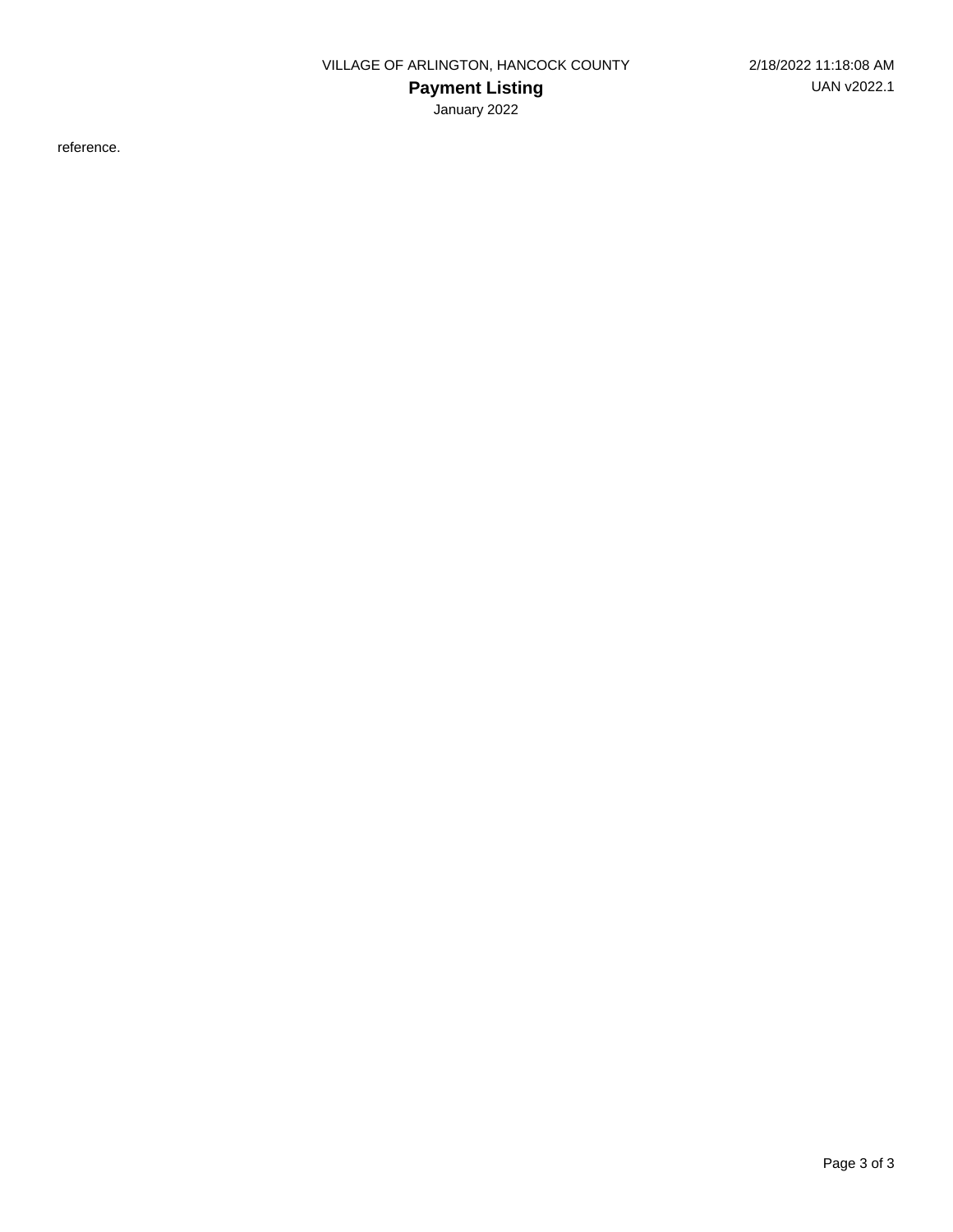reference.